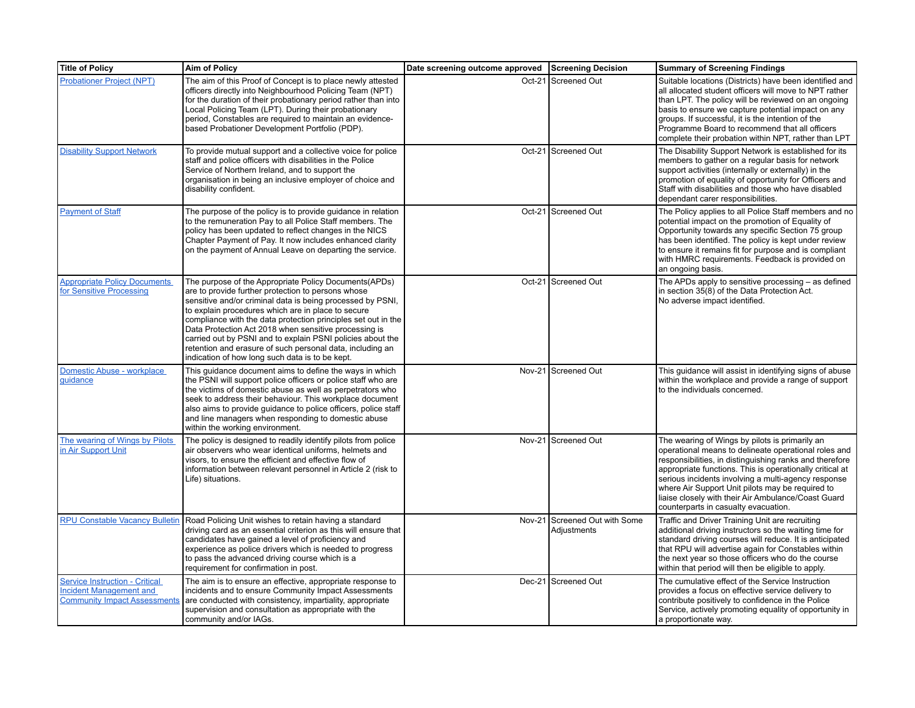| Title of Policy | Aim of Policy | Date screening outcome approved | Screening Decision | Summary of Screening Findings |
| --- | --- | --- | --- | --- |
| Probationer Project (NPT) | The aim of this Proof of Concept is to place newly attested officers directly into Neighbourhood Policing Team (NPT) for the duration of their probationary period rather than into Local Policing Team (LPT). During their probationary period, Constables are required to maintain an evidence-based Probationer Development Portfolio (PDP). | Oct-21 | Screened Out | Suitable locations (Districts) have been identified and all allocated student officers will move to NPT rather than LPT. The policy will be reviewed on an ongoing basis to ensure we capture potential impact on any groups. If successful, it is the intention of the Programme Board to recommend that all officers complete their probation within NPT, rather than LPT |
| Disability Support Network | To provide mutual support and a collective voice for police staff and police officers with disabilities in the Police Service of Northern Ireland, and to support the organisation in being an inclusive employer of choice and disability confident. | Oct-21 | Screened Out | The Disability Support Network is established for its members to gather on a regular basis for network support activities (internally or externally) in the promotion of equality of opportunity for Officers and Staff with disabilities and those who have disabled dependant carer responsibilities. |
| Payment of Staff | The purpose of the policy is to provide guidance in relation to the remuneration Pay to all Police Staff members. The policy has been updated to reflect changes in the NICS Chapter Payment of Pay. It now includes enhanced clarity on the payment of Annual Leave on departing the service. | Oct-21 | Screened Out | The Policy applies to all Police Staff members and no potential impact on the promotion of Equality of Opportunity towards any specific Section 75 group has been identified. The policy is kept under review to ensure it remains fit for purpose and is compliant with HMRC requirements. Feedback is provided on an ongoing basis. |
| Appropriate Policy Documents for Sensitive Processing | The purpose of the Appropriate Policy Documents(APDs) are to provide further protection to persons whose sensitive and/or criminal data is being processed by PSNI, to explain procedures which are in place to secure compliance with the data protection principles set out in the Data Protection Act 2018 when sensitive processing is carried out by PSNI and to explain PSNI policies about the retention and erasure of such personal data, including an indication of how long such data is to be kept. | Oct-21 | Screened Out | The APDs apply to sensitive processing – as defined in section 35(8) of the Data Protection Act.<br>No adverse impact identified. |
| Domestic Abuse - workplace guidance | This guidance document aims to define the ways in which the PSNI will support police officers or police staff who are the victims of domestic abuse as well as perpetrators who seek to address their behaviour. This workplace document also aims to provide guidance to police officers, police staff and line managers when responding to domestic abuse within the working environment. | Nov-21 | Screened Out | This guidance will assist in identifying signs of abuse within the workplace and provide a range of support to the individuals concerned. |
| The wearing of Wings by Pilots in Air Support Unit | The policy is designed to readily identify pilots from police air observers who wear identical uniforms, helmets and visors, to ensure the efficient and effective flow of information between relevant personnel in Article 2 (risk to Life) situations. | Nov-21 | Screened Out | The wearing of Wings by pilots is primarily an operational means to delineate operational roles and responsibilities, in distinguishing ranks and therefore appropriate functions. This is operationally critical at serious incidents involving a multi-agency response where Air Support Unit pilots may be required to liaise closely with their Air Ambulance/Coast Guard counterparts in casualty evacuation. |
| RPU Constable Vacancy Bulletin | Road Policing Unit wishes to retain having a standard driving card as an essential criterion as this will ensure that candidates have gained a level of proficiency and experience as police drivers which is needed to progress to pass the advanced driving course which is a requirement for confirmation in post. | Nov-21 | Screened Out with Some Adjustments | Traffic and Driver Training Unit are recruiting additional driving instructors so the waiting time for standard driving courses will reduce. It is anticipated that RPU will advertise again for Constables within the next year so those officers who do the course within that period will then be eligible to apply. |
| Service Instruction - Critical Incident Management and Community Impact Assessments | The aim is to ensure an effective, appropriate response to incidents and to ensure Community Impact Assessments are conducted with consistency, impartiality, appropriate supervision and consultation as appropriate with the community and/or IAGs. | Dec-21 | Screened Out | The cumulative effect of the Service Instruction provides a focus on effective service delivery to contribute positively to confidence in the Police Service, actively promoting equality of opportunity in a proportionate way. |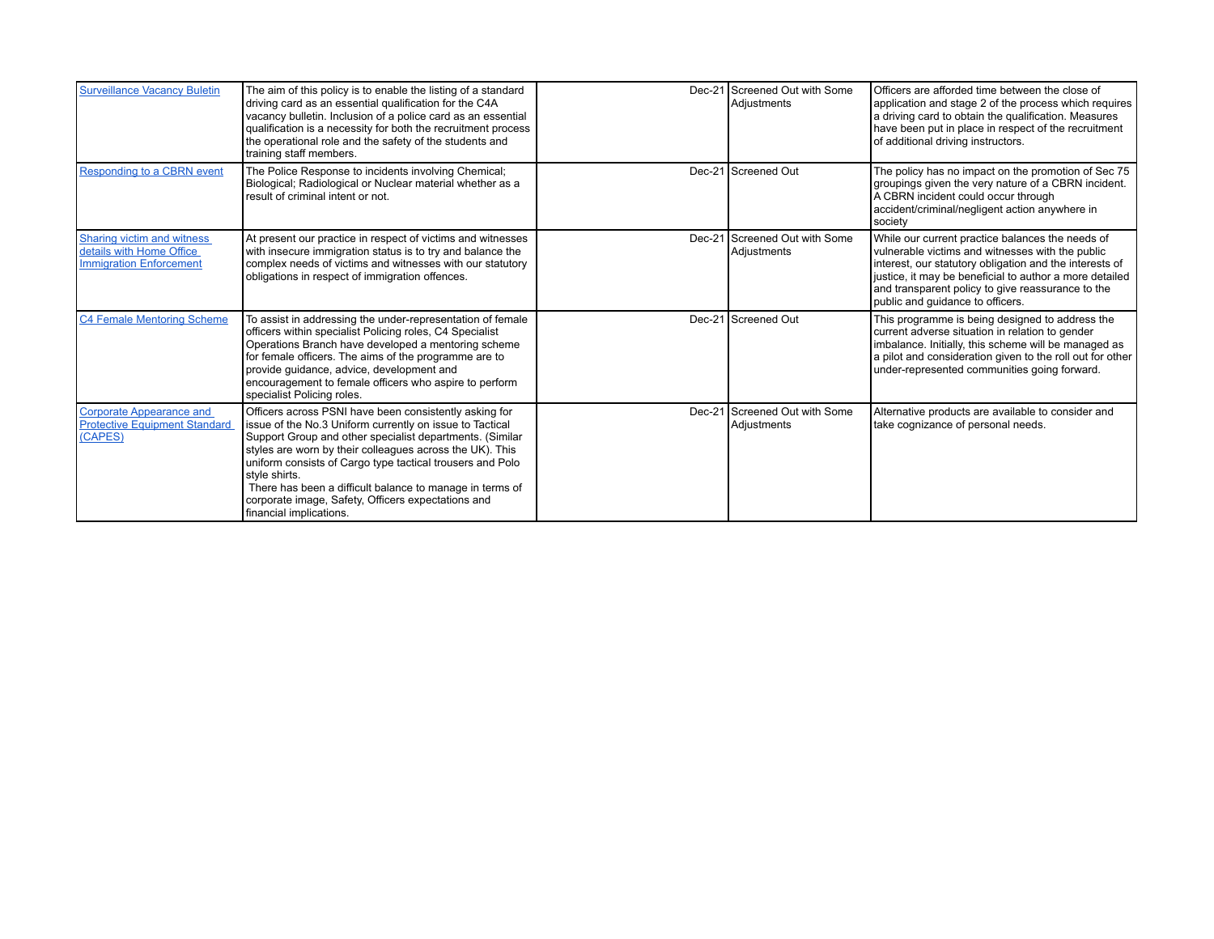| | | | | |
|---|---|---|---|---|
| Surveillance Vacancy Buletin | The aim of this policy is to enable the listing of a standard driving card as an essential qualification for the C4A vacancy bulletin. Inclusion of a police card as an essential qualification is a necessity for both the recruitment process the operational role and the safety of the students and training staff members. | Dec-21 | Screened Out with Some Adjustments | Officers are afforded time between the close of application and stage 2 of the process which requires a driving card to obtain the qualification. Measures have been put in place in respect of the recruitment of additional driving instructors. |
| Responding to a CBRN event | The Police Response to incidents involving Chemical; Biological; Radiological or Nuclear material whether as a result of criminal intent or not. | Dec-21 | Screened Out | The policy has no impact on the promotion of Sec 75 groupings given the very nature of a CBRN incident. A CBRN incident could occur through accident/criminal/negligent action anywhere in society |
| Sharing victim and witness details with Home Office Immigration Enforcement | At present our practice in respect of victims and witnesses with insecure immigration status is to try and balance the complex needs of victims and witnesses with our statutory obligations in respect of immigration offences. | Dec-21 | Screened Out with Some Adjustments | While our current practice balances the needs of vulnerable victims and witnesses with the public interest, our statutory obligation and the interests of justice, it may be beneficial to author a more detailed and transparent policy to give reassurance to the public and guidance to officers. |
| C4 Female Mentoring Scheme | To assist in addressing the under-representation of female officers within specialist Policing roles, C4 Specialist Operations Branch have developed a mentoring scheme for female officers. The aims of the programme are to provide guidance, advice, development and encouragement to female officers who aspire to perform specialist Policing roles. | Dec-21 | Screened Out | This programme is being designed to address the current adverse situation in relation to gender imbalance. Initially, this scheme will be managed as a pilot and consideration given to the roll out for other under-represented communities going forward. |
| Corporate Appearance and Protective Equipment Standard (CAPES) | Officers across PSNI have been consistently asking for issue of the No.3 Uniform currently on issue to Tactical Support Group and other specialist departments. (Similar styles are worn by their colleagues across the UK). This uniform consists of Cargo type tactical trousers and Polo style shirts.<br>There has been a difficult balance to manage in terms of corporate image, Safety, Officers expectations and financial implications. | Dec-21 | Screened Out with Some Adjustments | Alternative products are available to consider and take cognizance of personal needs. |